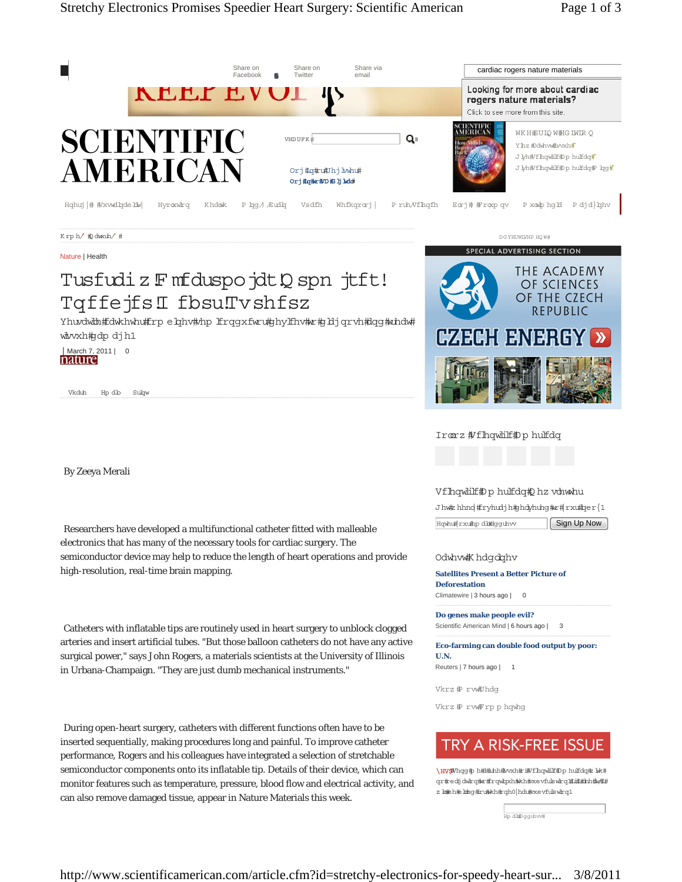Nature | Health

# Stretchy Electronics Promises Speedier Heart Surgery

Versatile catheter combines semiconductor devices to diagnose and treat tissue damage.

| March 7, 2011 | 0

nature

By Zeeya Merali

Researchers have developed a multifunctional catheter fitted with malleable electronics that has many of the necessary tools for cardiac surgery. The semiconductor device may help to reduce the length of heart operations and provide high-resolution, real-time brain mapping.

Catheters with inflatable tips are routinely used in heart surgery to unblock clogged arteries and insert artificial tubes. "But those balloon catheters do not have any active surgical power," says John Rogers, a materials scientists at the University of Illinois in Urbana-Champaign. "They are just dumb mechanical instruments."

During open-heart surgery, catheters with different functions often have to be inserted sequentially, making procedures long and painful. To improve catheter performance, Rogers and his colleagues have integrated a selection of stretchable semiconductor components onto its inflatable tip. Details of their device, which can monitor features such as temperature, pressure, blood flow and electrical activity, and can also remove damaged tissue, appear in Nature Materials this week.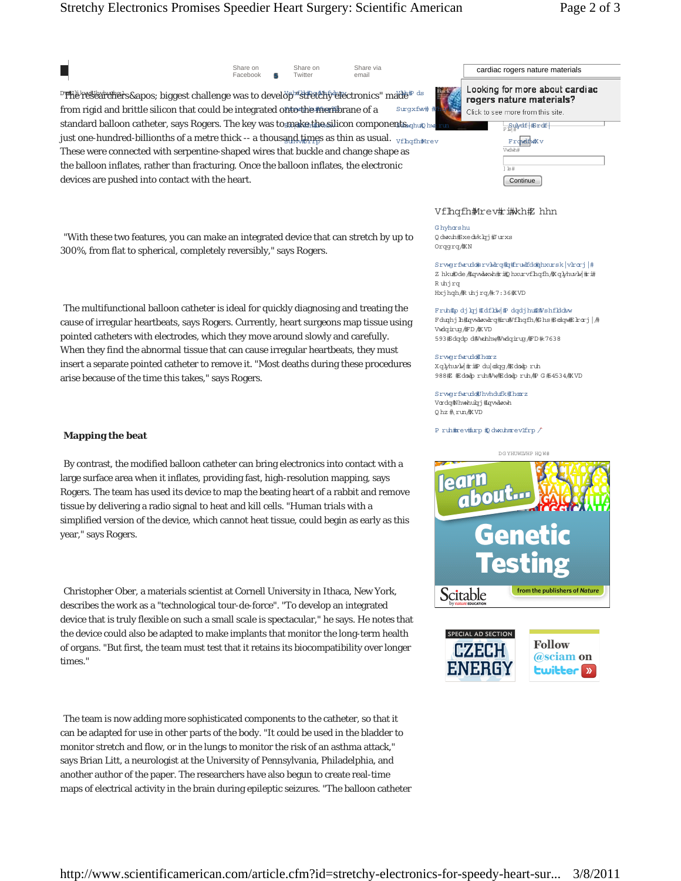The researchers&apos; biggest challenge was to develop "stretchy electronics" made from rigid and brittle silicon that could be integrated onto the membrane of a standard balloon catheter, says Rogers. The key was to make the silicon components just one-hundred-billionths of a metre thick -- a thousand times as thin as usual. These were connected with serpentine-shaped wires that buckle and change shape as the balloon inflates, rather than fracturing. Once the balloon inflates, the electronic devices are pushed into contact with the heart.

"With these two features, you can make an integrated device that can stretch by up to 300%, from flat to spherical, completely reversibly," says Rogers.

The multifunctional balloon catheter is ideal for quickly diagnosing and treating the cause of irregular heartbeats, says Rogers. Currently, heart surgeons map tissue using pointed catheters with electrodes, which they move around slowly and carefully. When they find the abnormal tissue that can cause irregular heartbeats, they must insert a separate pointed catheter to remove it. "Most deaths during these procedures arise because of the time this takes," says Rogers.

**Mapping the beat**

By contrast, the modified balloon catheter can bring electronics into contact with a large surface area when it inflates, providing fast, high-resolution mapping, says Rogers. The team has used its device to map the beating heart of a rabbit and remove tissue by delivering a radio signal to heat and kill cells. "Human trials with a simplified version of the device, which cannot heat tissue, could begin as early as this year," says Rogers.

Christopher Ober, a materials scientist at Cornell University in Ithaca, New York, describes the work as a "technological tour-de-force". "To develop an integrated device that is truly flexible on such a small scale is spectacular," he says. He notes that the device could also be adapted to make implants that monitor the long-term health of organs. "But first, the team must test that it retains its biocompatibility over longer times."

The team is now adding more sophisticated components to the catheter, so that it can be adapted for use in other parts of the body. "It could be used in the bladder to monitor stretch and flow, or in the lungs to monitor the risk of an asthma attack," says Brian Litt, a neurologist at the University of Pennsylvania, Philadelphia, and another author of the paper. The researchers have also begun to create real-time maps of electrical activity in the brain during epileptic seizures. "The balloon catheter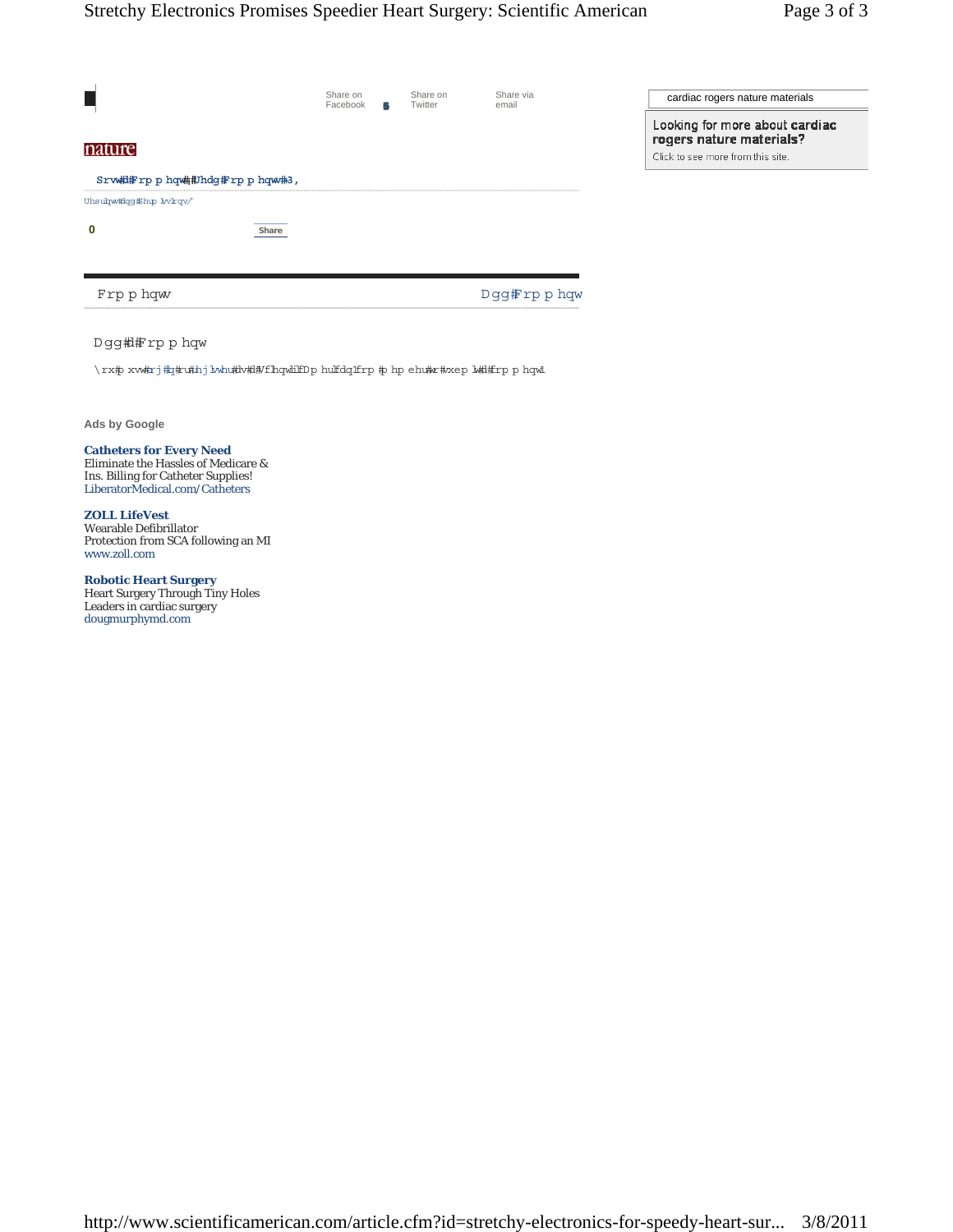Share on Facebook 5

Share on Twitter

Share via email

cardiac rogers nature materials

Looking for more about **cardiac rogers nature materials?**

Click to see more from this site.

nature

Srvw#d#Frp p hqw#Uhdg#Frp p hqw#3,

Uhsruw#dgg#Shup lvlrqv/

0

Share

Frp p hqw

Dgg#Frp p hqw

Dgg#d#Frp p hqw

\rx#p xvw#orj#lq#ru#uhj lvwhu#dv#d#VflhqwlilfDp hulfdq1frp #p hp ehu#wr#vxep lw#d#frp p hqw1

Ads by Google

**Catheters for Every Need**
Eliminate the Hassles of Medicare & Ins. Billing for Catheter Supplies!
LiberatorMedical.com/Catheters

**ZOLL LifeVest**
Wearable Defibrillator
Protection from SCA following an MI
www.zoll.com

**Robotic Heart Surgery**
Heart Surgery Through Tiny Holes
Leaders in cardiac surgery
dougmurphymd.com